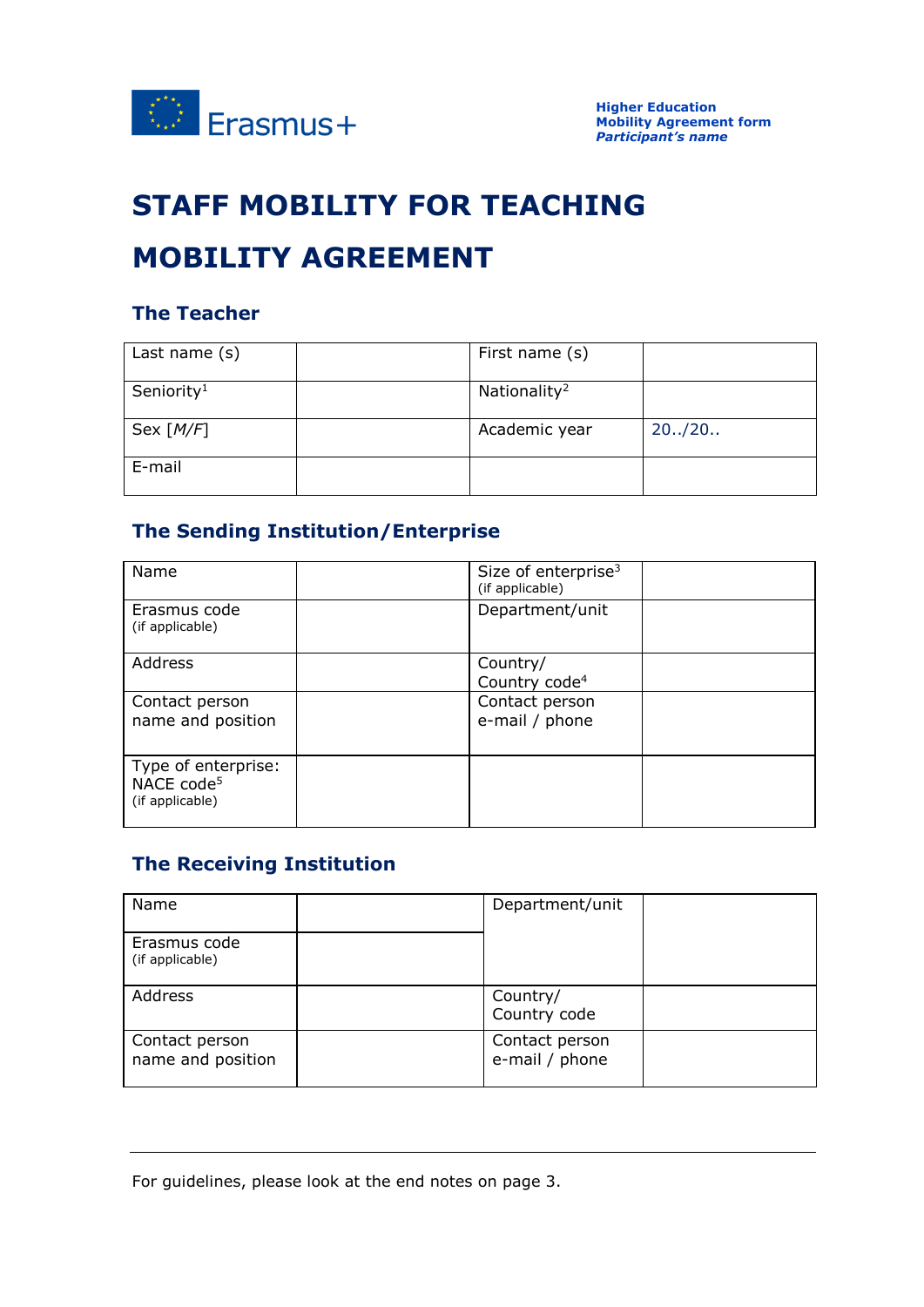Erasmus+

**Higher Education**
**Mobility Agreement form**
***Participant's name***

# STAFF MOBILITY FOR TEACHING

# MOBILITY AGREEMENT

## The Teacher

| Last name (s) | | First name (s) | |
|---|---|---|---|
| Seniority[1] | | Nationality[2] | |
| Sex [*M/F*] | | Academic year | 20../20.. |
| E-mail | | | |

## The Sending Institution/Enterprise

| Name | | Size of enterprise[3] (if applicable) | |
|---|---|---|---|
| Erasmus code (if applicable) | | Department/unit | |
| Address | | Country/ Country code[4] | |
| Contact person name and position | | Contact person e-mail / phone | |
| Type of enterprise: NACE code[5] (if applicable) | | | |

## The Receiving Institution

| Name | | Department/unit | |
|---|---|---|---|
| Erasmus code (if applicable) | | | |
| Address | | Country/ Country code | |
| Contact person name and position | | Contact person e-mail / phone | |

For guidelines, please look at the end notes on page 3.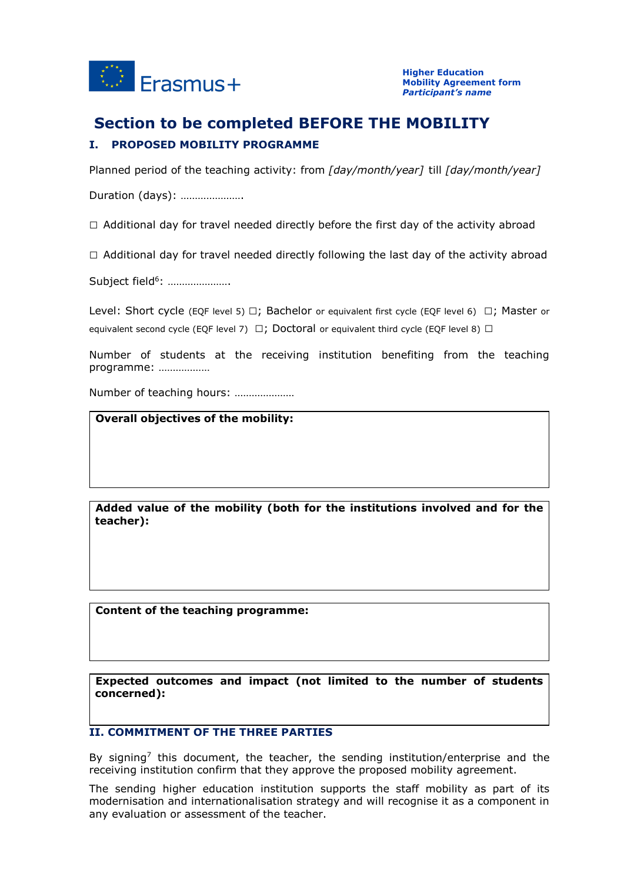# Section to be completed BEFORE THE MOBILITY

## I. PROPOSED MOBILITY PROGRAMME

Planned period of the teaching activity: from *[day/month/year]* till *[day/month/year]*

Duration (days): ………………….

☐ Additional day for travel needed directly before the first day of the activity abroad

☐ Additional day for travel needed directly following the last day of the activity abroad

Subject field[6]: ………………….

Level: Short cycle (EQF level 5) ☐; Bachelor or equivalent first cycle (EQF level 6) ☐; Master or equivalent second cycle (EQF level 7) ☐; Doctoral or equivalent third cycle (EQF level 8) ☐

Number of students at the receiving institution benefiting from the teaching programme: ………………

Number of teaching hours: …………………

| **Overall objectives of the mobility:** |
|---|
| |

| **Added value of the mobility (both for the institutions involved and for the teacher):** |
|---|
| |

| **Content of the teaching programme:** |
|---|
| |

| **Expected outcomes and impact (not limited to the number of students concerned):** |
|---|
| |

## II. COMMITMENT OF THE THREE PARTIES

By signing[7] this document, the teacher, the sending institution/enterprise and the receiving institution confirm that they approve the proposed mobility agreement.

The sending higher education institution supports the staff mobility as part of its modernisation and internationalisation strategy and will recognise it as a component in any evaluation or assessment of the teacher.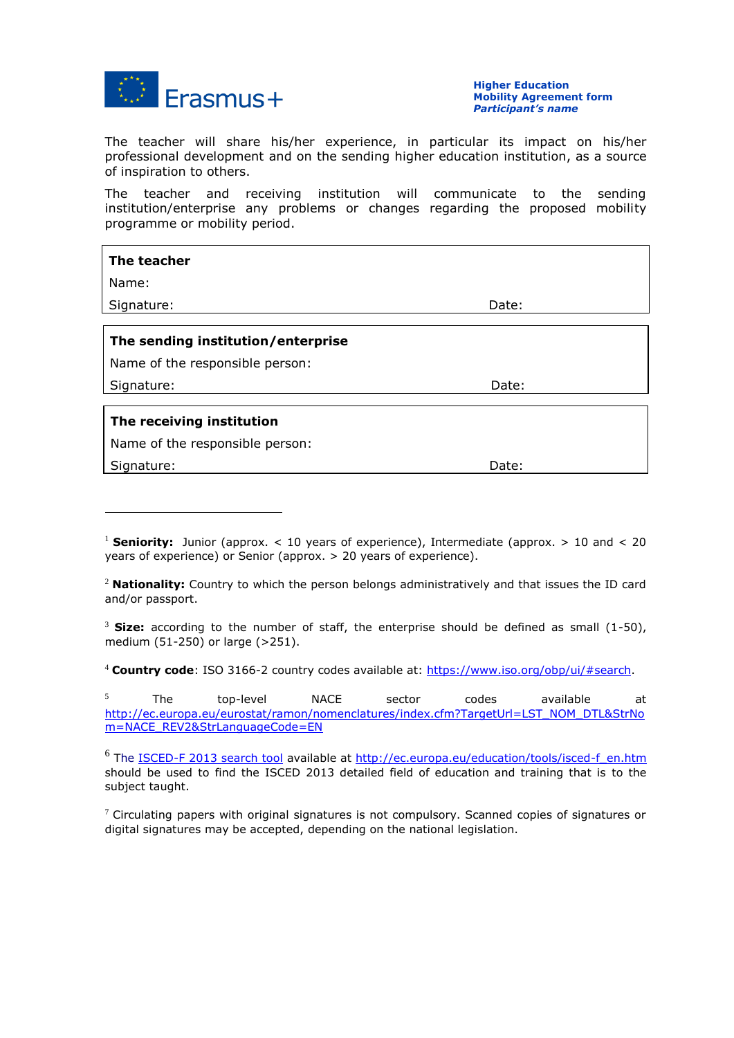The teacher will share his/her experience, in particular its impact on his/her professional development and on the sending higher education institution, as a source of inspiration to others.

The teacher and receiving institution will communicate to the sending institution/enterprise any problems or changes regarding the proposed mobility programme or mobility period.

| | |
|---|---|
| **The teacher** | |
| Name: | |
| Signature: | Date: |

| | |
|---|---|
| **The sending institution/enterprise** | |
| Name of the responsible person: | |
| Signature: | Date: |

| | |
|---|---|
| **The receiving institution** | |
| Name of the responsible person: | |
| Signature: | Date: |

---

[1] **Seniority:** Junior (approx. < 10 years of experience), Intermediate (approx. > 10 and < 20 years of experience) or Senior (approx. > 20 years of experience).

[2] **Nationality:** Country to which the person belongs administratively and that issues the ID card and/or passport.

[3] **Size:** according to the number of staff, the enterprise should be defined as small (1-50), medium (51-250) or large (>251).

[4] **Country code**: ISO 3166-2 country codes available at: https://www.iso.org/obp/ui/#search.

[5] The top-level NACE sector codes available at http://ec.europa.eu/eurostat/ramon/nomenclatures/index.cfm?TargetUrl=LST_NOM_DTL&StrNom=NACE_REV2&StrLanguageCode=EN

[6] The ISCED-F 2013 search tool available at http://ec.europa.eu/education/tools/isced-f_en.htm should be used to find the ISCED 2013 detailed field of education and training that is to the subject taught.

[7] Circulating papers with original signatures is not compulsory. Scanned copies of signatures or digital signatures may be accepted, depending on the national legislation.